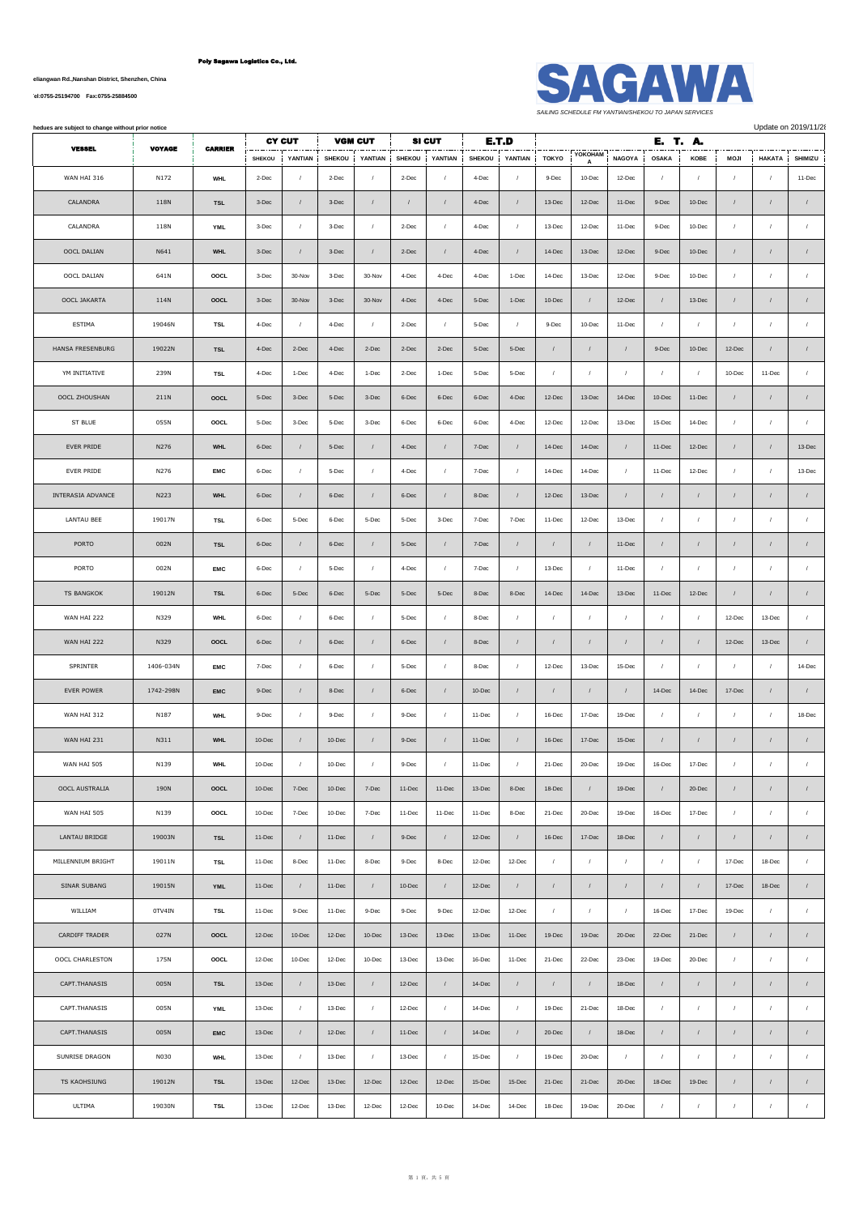**Poly Sagawa Logistics Co., Ltd.**

eliangwan Rd.,Nanshan District, Shenzhen, China

'el:0755-25194700 Fax:0755-25884500

# SAGAWA

*SAILING SCHEDULE FM YANTIAN/SHEKOU TO JAPAN SERVICES*

hedues are subject to change without prior notice

Update on 2019/11/2

| VESSEL | VOYAGE | CARRIER | CY CUT | | VGM CUT | | SI CUT | | E.T.D | | E. T. A. | | | | | | | |
|---|---|---|---|---|---|---|---|---|---|---|---|---|---|---|---|---|---|---|
| | | | SHEKOU | YANTIAN | SHEKOU | YANTIAN | SHEKOU | YANTIAN | SHEKOU | YANTIAN | TOKYO | YOKOHAMA | NAGOYA | OSAKA | KOBE | MOJI | HAKATA | SHIMIZU |
| WAN HAI 316 | N172 | WHL | 2-Dec | / | 2-Dec | / | 2-Dec | / | 4-Dec | / | 9-Dec | 10-Dec | 12-Dec | / | / | / | / | 11-Dec |
| CALANDRA | 118N | TSL | 3-Dec | / | 3-Dec | / | / | / | 4-Dec | / | 13-Dec | 12-Dec | 11-Dec | 9-Dec | 10-Dec | / | / | / |
| CALANDRA | 118N | YML | 3-Dec | / | 3-Dec | / | 2-Dec | / | 4-Dec | / | 13-Dec | 12-Dec | 11-Dec | 9-Dec | 10-Dec | / | / | / |
| OOCL DALIAN | N641 | WHL | 3-Dec | / | 3-Dec | / | 2-Dec | / | 4-Dec | / | 14-Dec | 13-Dec | 12-Dec | 9-Dec | 10-Dec | / | / | / |
| OOCL DALIAN | 641N | OOCL | 3-Dec | 30-Nov | 3-Dec | 30-Nov | 4-Dec | 4-Dec | 4-Dec | 1-Dec | 14-Dec | 13-Dec | 12-Dec | 9-Dec | 10-Dec | / | / | / |
| OOCL JAKARTA | 114N | OOCL | 3-Dec | 30-Nov | 3-Dec | 30-Nov | 4-Dec | 4-Dec | 5-Dec | 1-Dec | 10-Dec | / | 12-Dec | / | 13-Dec | / | / | / |
| ESTIMA | 19046N | TSL | 4-Dec | / | 4-Dec | / | 2-Dec | / | 5-Dec | / | 9-Dec | 10-Dec | 11-Dec | / | / | / | / | / |
| HANSA FRESENBURG | 19022N | TSL | 4-Dec | 2-Dec | 4-Dec | 2-Dec | 2-Dec | 2-Dec | 5-Dec | 5-Dec | / | / | / | 9-Dec | 10-Dec | 12-Dec | / | / |
| YM INITIATIVE | 239N | TSL | 4-Dec | 1-Dec | 4-Dec | 1-Dec | 2-Dec | 1-Dec | 5-Dec | 5-Dec | / | / | / | / | / | 10-Dec | 11-Dec | / |
| OOCL ZHOUSHAN | 211N | OOCL | 5-Dec | 3-Dec | 5-Dec | 3-Dec | 6-Dec | 6-Dec | 6-Dec | 4-Dec | 12-Dec | 13-Dec | 14-Dec | 10-Dec | 11-Dec | / | / | / |
| ST BLUE | 055N | OOCL | 5-Dec | 3-Dec | 5-Dec | 3-Dec | 6-Dec | 6-Dec | 6-Dec | 4-Dec | 12-Dec | 12-Dec | 13-Dec | 15-Dec | 14-Dec | / | / | / |
| EVER PRIDE | N276 | WHL | 6-Dec | / | 5-Dec | / | 4-Dec | / | 7-Dec | / | 14-Dec | 14-Dec | / | 11-Dec | 12-Dec | / | / | 13-Dec |
| EVER PRIDE | N276 | EMC | 6-Dec | / | 5-Dec | / | 4-Dec | / | 7-Dec | / | 14-Dec | 14-Dec | / | 11-Dec | 12-Dec | / | / | 13-Dec |
| INTERASIA ADVANCE | N223 | WHL | 6-Dec | / | 6-Dec | / | 6-Dec | / | 8-Dec | / | 12-Dec | 13-Dec | / | / | / | / | / | / |
| LANTAU BEE | 19017N | TSL | 6-Dec | 5-Dec | 6-Dec | 5-Dec | 5-Dec | 3-Dec | 7-Dec | 7-Dec | 11-Dec | 12-Dec | 13-Dec | / | / | / | / | / |
| PORTO | 002N | TSL | 6-Dec | / | 6-Dec | / | 5-Dec | / | 7-Dec | / | / | / | 11-Dec | / | / | / | / | / |
| PORTO | 002N | EMC | 6-Dec | / | 5-Dec | / | 4-Dec | / | 7-Dec | / | 13-Dec | / | 11-Dec | / | / | / | / | / |
| TS BANGKOK | 19012N | TSL | 6-Dec | 5-Dec | 6-Dec | 5-Dec | 5-Dec | 5-Dec | 8-Dec | 8-Dec | 14-Dec | 14-Dec | 13-Dec | 11-Dec | 12-Dec | / | / | / |
| WAN HAI 222 | N329 | WHL | 6-Dec | / | 6-Dec | / | 5-Dec | / | 8-Dec | / | / | / | / | / | / | 12-Dec | 13-Dec | / |
| WAN HAI 222 | N329 | OOCL | 6-Dec | / | 6-Dec | / | 6-Dec | / | 8-Dec | / | / | / | / | / | / | 12-Dec | 13-Dec | / |
| SPRINTER | 1406-034N | EMC | 7-Dec | / | 6-Dec | / | 5-Dec | / | 8-Dec | / | 12-Dec | 13-Dec | 15-Dec | / | / | / | / | 14-Dec |
| EVER POWER | 1742-298N | EMC | 9-Dec | / | 8-Dec | / | 6-Dec | / | 10-Dec | / | / | / | / | 14-Dec | 14-Dec | 17-Dec | / | / |
| WAN HAI 312 | N187 | WHL | 9-Dec | / | 9-Dec | / | 9-Dec | / | 11-Dec | / | 16-Dec | 17-Dec | 19-Dec | / | / | / | / | 18-Dec |
| WAN HAI 231 | N311 | WHL | 10-Dec | / | 10-Dec | / | 9-Dec | / | 11-Dec | / | 16-Dec | 17-Dec | 15-Dec | / | / | / | / | / |
| WAN HAI 505 | N139 | WHL | 10-Dec | / | 10-Dec | / | 9-Dec | / | 11-Dec | / | 21-Dec | 20-Dec | 19-Dec | 16-Dec | 17-Dec | / | / | / |
| OOCL AUSTRALIA | 190N | OOCL | 10-Dec | 7-Dec | 10-Dec | 7-Dec | 11-Dec | 11-Dec | 13-Dec | 8-Dec | 18-Dec | / | 19-Dec | / | 20-Dec | / | / | / |
| WAN HAI 505 | N139 | OOCL | 10-Dec | 7-Dec | 10-Dec | 7-Dec | 11-Dec | 11-Dec | 11-Dec | 8-Dec | 21-Dec | 20-Dec | 19-Dec | 16-Dec | 17-Dec | / | / | / |
| LANTAU BRIDGE | 19003N | TSL | 11-Dec | / | 11-Dec | / | 9-Dec | / | 12-Dec | / | 16-Dec | 17-Dec | 18-Dec | / | / | / | / | / |
| MILLENNIUM BRIGHT | 19011N | TSL | 11-Dec | 8-Dec | 11-Dec | 8-Dec | 9-Dec | 8-Dec | 12-Dec | 12-Dec | / | / | / | / | / | 17-Dec | 18-Dec | / |
| SINAR SUBANG | 19015N | YML | 11-Dec | / | 11-Dec | / | 10-Dec | / | 12-Dec | / | / | / | / | / | / | 17-Dec | 18-Dec | / |
| WILLIAM | 0TV4IN | TSL | 11-Dec | 9-Dec | 11-Dec | 9-Dec | 9-Dec | 9-Dec | 12-Dec | 12-Dec | / | / | / | 16-Dec | 17-Dec | 19-Dec | / | / |
| CARDIFF TRADER | 027N | OOCL | 12-Dec | 10-Dec | 12-Dec | 10-Dec | 13-Dec | 13-Dec | 13-Dec | 11-Dec | 19-Dec | 19-Dec | 20-Dec | 22-Dec | 21-Dec | / | / | / |
| OOCL CHARLESTON | 175N | OOCL | 12-Dec | 10-Dec | 12-Dec | 10-Dec | 13-Dec | 13-Dec | 16-Dec | 11-Dec | 21-Dec | 22-Dec | 23-Dec | 19-Dec | 20-Dec | / | / | / |
| CAPT.THANASIS | 005N | TSL | 13-Dec | / | 13-Dec | / | 12-Dec | / | 14-Dec | / | / | / | 18-Dec | / | / | / | / | / |
| CAPT.THANASIS | 005N | YML | 13-Dec | / | 13-Dec | / | 12-Dec | / | 14-Dec | / | 19-Dec | 21-Dec | 18-Dec | / | / | / | / | / |
| CAPT.THANASIS | 005N | EMC | 13-Dec | / | 12-Dec | / | 11-Dec | / | 14-Dec | / | 20-Dec | / | 18-Dec | / | / | / | / | / |
| SUNRISE DRAGON | N030 | WHL | 13-Dec | / | 13-Dec | / | 13-Dec | / | 15-Dec | / | 19-Dec | 20-Dec | / | / | / | / | / | / |
| TS KAOHSIUNG | 19012N | TSL | 13-Dec | 12-Dec | 13-Dec | 12-Dec | 12-Dec | 12-Dec | 15-Dec | 15-Dec | 21-Dec | 21-Dec | 20-Dec | 18-Dec | 19-Dec | / | / | / |
| ULTIMA | 19030N | TSL | 13-Dec | 12-Dec | 13-Dec | 12-Dec | 12-Dec | 10-Dec | 14-Dec | 14-Dec | 18-Dec | 19-Dec | 20-Dec | / | / | / | / | / |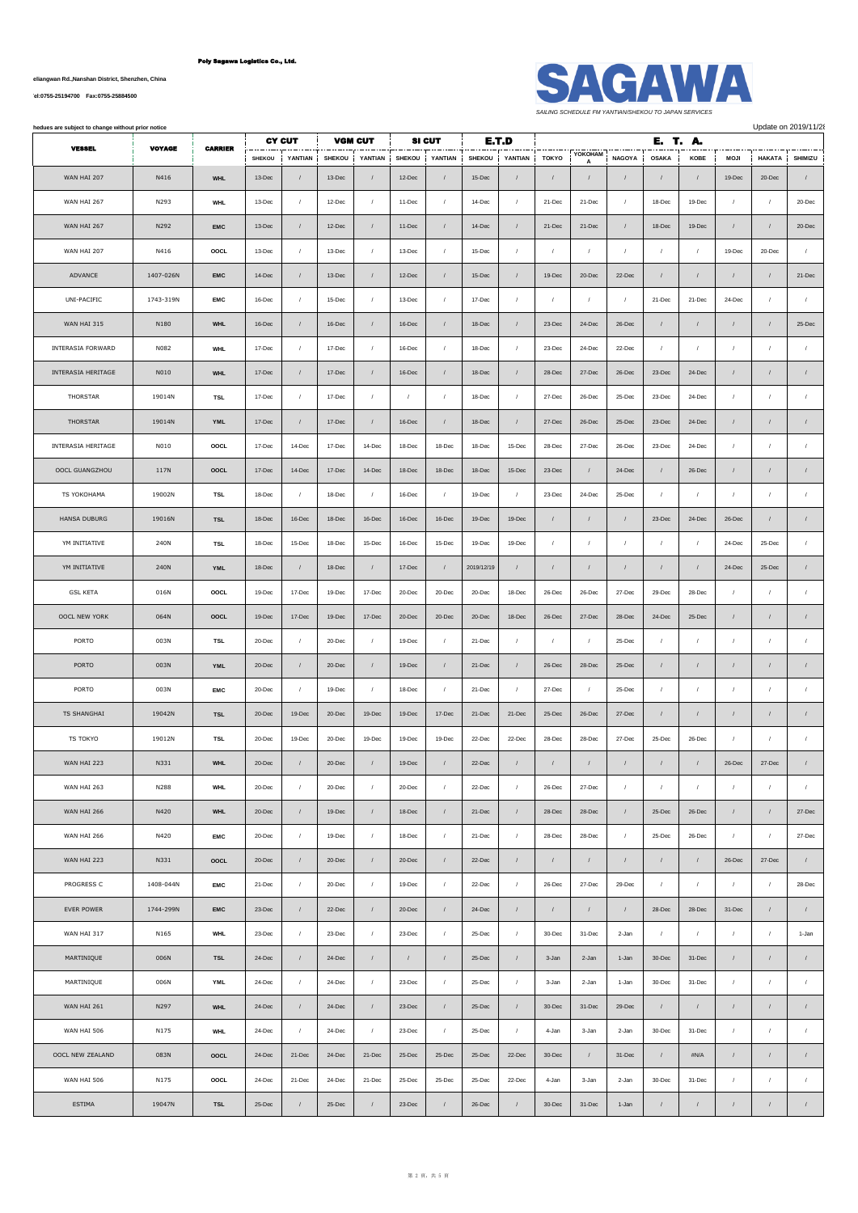**Poly Sagawa Logistics Co., Ltd.**

eliangwan Rd.,Nanshan District, Shenzhen, China

'el:0755-25194700 Fax:0755-25884500

# SAGAWA

*SAILING SCHEDULE FM YANTIAN/SHEKOU TO JAPAN SERVICES*

hedues are subject to change without prior notice

Update on 2019/11/2

| VESSEL | VOYAGE | CARRIER | CY CUT | | VGM CUT | | SI CUT | | E.T.D | | E. T. A. | | | | | | | |
|---|---|---|---|---|---|---|---|---|---|---|---|---|---|---|---|---|---|---|
| | | | SHEKOU | YANTIAN | SHEKOU | YANTIAN | SHEKOU | YANTIAN | SHEKOU | YANTIAN | TOKYO | YOKOHAMA | NAGOYA | OSAKA | KOBE | MOJI | HAKATA | SHIMIZU |
| WAN HAI 207 | N416 | WHL | 13-Dec | / | 13-Dec | / | 12-Dec | / | 15-Dec | / | / | / | / | / | / | 19-Dec | 20-Dec | / |
| WAN HAI 267 | N293 | WHL | 13-Dec | / | 12-Dec | / | 11-Dec | / | 14-Dec | / | 21-Dec | 21-Dec | / | 18-Dec | 19-Dec | / | / | 20-Dec |
| WAN HAI 267 | N292 | EMC | 13-Dec | / | 12-Dec | / | 11-Dec | / | 14-Dec | / | 21-Dec | 21-Dec | / | 18-Dec | 19-Dec | / | / | 20-Dec |
| WAN HAI 207 | N416 | OOCL | 13-Dec | / | 13-Dec | / | 13-Dec | / | 15-Dec | / | / | / | / | / | / | 19-Dec | 20-Dec | / |
| ADVANCE | 1407-026N | EMC | 14-Dec | / | 13-Dec | / | 12-Dec | / | 15-Dec | / | 19-Dec | 20-Dec | 22-Dec | / | / | / | / | 21-Dec |
| UNI-PACIFIC | 1743-319N | EMC | 16-Dec | / | 15-Dec | / | 13-Dec | / | 17-Dec | / | / | / | / | 21-Dec | 21-Dec | 24-Dec | / | / |
| WAN HAI 315 | N180 | WHL | 16-Dec | / | 16-Dec | / | 16-Dec | / | 18-Dec | / | 23-Dec | 24-Dec | 26-Dec | / | / | / | / | 25-Dec |
| INTERASIA FORWARD | N082 | WHL | 17-Dec | / | 17-Dec | / | 16-Dec | / | 18-Dec | / | 23-Dec | 24-Dec | 22-Dec | / | / | / | / | / |
| INTERASIA HERITAGE | N010 | WHL | 17-Dec | / | 17-Dec | / | 16-Dec | / | 18-Dec | / | 28-Dec | 27-Dec | 26-Dec | 23-Dec | 24-Dec | / | / | / |
| THORSTAR | 19014N | TSL | 17-Dec | / | 17-Dec | / | / | / | 18-Dec | / | 27-Dec | 26-Dec | 25-Dec | 23-Dec | 24-Dec | / | / | / |
| THORSTAR | 19014N | YML | 17-Dec | / | 17-Dec | / | 16-Dec | / | 18-Dec | / | 27-Dec | 26-Dec | 25-Dec | 23-Dec | 24-Dec | / | / | / |
| INTERASIA HERITAGE | N010 | OOCL | 17-Dec | 14-Dec | 17-Dec | 14-Dec | 18-Dec | 18-Dec | 18-Dec | 15-Dec | 28-Dec | 27-Dec | 26-Dec | 23-Dec | 24-Dec | / | / | / |
| OOCL GUANGZHOU | 117N | OOCL | 17-Dec | 14-Dec | 17-Dec | 14-Dec | 18-Dec | 18-Dec | 18-Dec | 15-Dec | 23-Dec | / | 24-Dec | / | 26-Dec | / | / | / |
| TS YOKOHAMA | 19002N | TSL | 18-Dec | / | 18-Dec | / | 16-Dec | / | 19-Dec | / | 23-Dec | 24-Dec | 25-Dec | / | / | / | / | / |
| HANSA DUBURG | 19016N | TSL | 18-Dec | 16-Dec | 18-Dec | 16-Dec | 16-Dec | 16-Dec | 19-Dec | 19-Dec | / | / | / | 23-Dec | 24-Dec | 26-Dec | / | / |
| YM INITIATIVE | 240N | TSL | 18-Dec | 15-Dec | 18-Dec | 15-Dec | 16-Dec | 15-Dec | 19-Dec | 19-Dec | / | / | / | / | / | 24-Dec | 25-Dec | / |
| YM INITIATIVE | 240N | YML | 18-Dec | / | 18-Dec | / | 17-Dec | / | 2019/12/19 | / | / | / | / | / | / | 24-Dec | 25-Dec | / |
| GSL KETA | 016N | OOCL | 19-Dec | 17-Dec | 19-Dec | 17-Dec | 20-Dec | 20-Dec | 20-Dec | 18-Dec | 26-Dec | 26-Dec | 27-Dec | 29-Dec | 28-Dec | / | / | / |
| OOCL NEW YORK | 064N | OOCL | 19-Dec | 17-Dec | 19-Dec | 17-Dec | 20-Dec | 20-Dec | 20-Dec | 18-Dec | 26-Dec | 27-Dec | 28-Dec | 24-Dec | 25-Dec | / | / | / |
| PORTO | 003N | TSL | 20-Dec | / | 20-Dec | / | 19-Dec | / | 21-Dec | / | / | / | 25-Dec | / | / | / | / | / |
| PORTO | 003N | YML | 20-Dec | / | 20-Dec | / | 19-Dec | / | 21-Dec | / | 26-Dec | 28-Dec | 25-Dec | / | / | / | / | / |
| PORTO | 003N | EMC | 20-Dec | / | 19-Dec | / | 18-Dec | / | 21-Dec | / | 27-Dec | / | 25-Dec | / | / | / | / | / |
| TS SHANGHAI | 19042N | TSL | 20-Dec | 19-Dec | 20-Dec | 19-Dec | 19-Dec | 17-Dec | 21-Dec | 21-Dec | 25-Dec | 26-Dec | 27-Dec | / | / | / | / | / |
| TS TOKYO | 19012N | TSL | 20-Dec | 19-Dec | 20-Dec | 19-Dec | 19-Dec | 19-Dec | 22-Dec | 22-Dec | 28-Dec | 28-Dec | 27-Dec | 25-Dec | 26-Dec | / | / | / |
| WAN HAI 223 | N331 | WHL | 20-Dec | / | 20-Dec | / | 19-Dec | / | 22-Dec | / | / | / | / | / | / | 26-Dec | 27-Dec | / |
| WAN HAI 263 | N288 | WHL | 20-Dec | / | 20-Dec | / | 20-Dec | / | 22-Dec | / | 26-Dec | 27-Dec | / | / | / | / | / | / |
| WAN HAI 266 | N420 | WHL | 20-Dec | / | 19-Dec | / | 18-Dec | / | 21-Dec | / | 28-Dec | 28-Dec | / | 25-Dec | 26-Dec | / | / | 27-Dec |
| WAN HAI 266 | N420 | EMC | 20-Dec | / | 19-Dec | / | 18-Dec | / | 21-Dec | / | 28-Dec | 28-Dec | / | 25-Dec | 26-Dec | / | / | 27-Dec |
| WAN HAI 223 | N331 | OOCL | 20-Dec | / | 20-Dec | / | 20-Dec | / | 22-Dec | / | / | / | / | / | / | 26-Dec | 27-Dec | / |
| PROGRESS C | 1408-044N | EMC | 21-Dec | / | 20-Dec | / | 19-Dec | / | 22-Dec | / | 26-Dec | 27-Dec | 29-Dec | / | / | / | / | 28-Dec |
| EVER POWER | 1744-299N | EMC | 23-Dec | / | 22-Dec | / | 20-Dec | / | 24-Dec | / | / | / | / | 28-Dec | 28-Dec | 31-Dec | / | / |
| WAN HAI 317 | N165 | WHL | 23-Dec | / | 23-Dec | / | 23-Dec | / | 25-Dec | / | 30-Dec | 31-Dec | 2-Jan | / | / | / | / | 1-Jan |
| MARTINIQUE | 006N | TSL | 24-Dec | / | 24-Dec | / | / | / | 25-Dec | / | 3-Jan | 2-Jan | 1-Jan | 30-Dec | 31-Dec | / | / | / |
| MARTINIQUE | 006N | YML | 24-Dec | / | 24-Dec | / | 23-Dec | / | 25-Dec | / | 3-Jan | 2-Jan | 1-Jan | 30-Dec | 31-Dec | / | / | / |
| WAN HAI 261 | N297 | WHL | 24-Dec | / | 24-Dec | / | 23-Dec | / | 25-Dec | / | 30-Dec | 31-Dec | 29-Dec | / | / | / | / | / |
| WAN HAI 506 | N175 | WHL | 24-Dec | / | 24-Dec | / | 23-Dec | / | 25-Dec | / | 4-Jan | 3-Jan | 2-Jan | 30-Dec | 31-Dec | / | / | / |
| OOCL NEW ZEALAND | 083N | OOCL | 24-Dec | 21-Dec | 24-Dec | 21-Dec | 25-Dec | 25-Dec | 25-Dec | 22-Dec | 30-Dec | / | 31-Dec | / | #N/A | / | / | / |
| WAN HAI 506 | N175 | OOCL | 24-Dec | 21-Dec | 24-Dec | 21-Dec | 25-Dec | 25-Dec | 25-Dec | 22-Dec | 4-Jan | 3-Jan | 2-Jan | 30-Dec | 31-Dec | / | / | / |
| ESTIMA | 19047N | TSL | 25-Dec | / | 25-Dec | / | 23-Dec | / | 26-Dec | / | 30-Dec | 31-Dec | 1-Jan | / | / | / | / | / |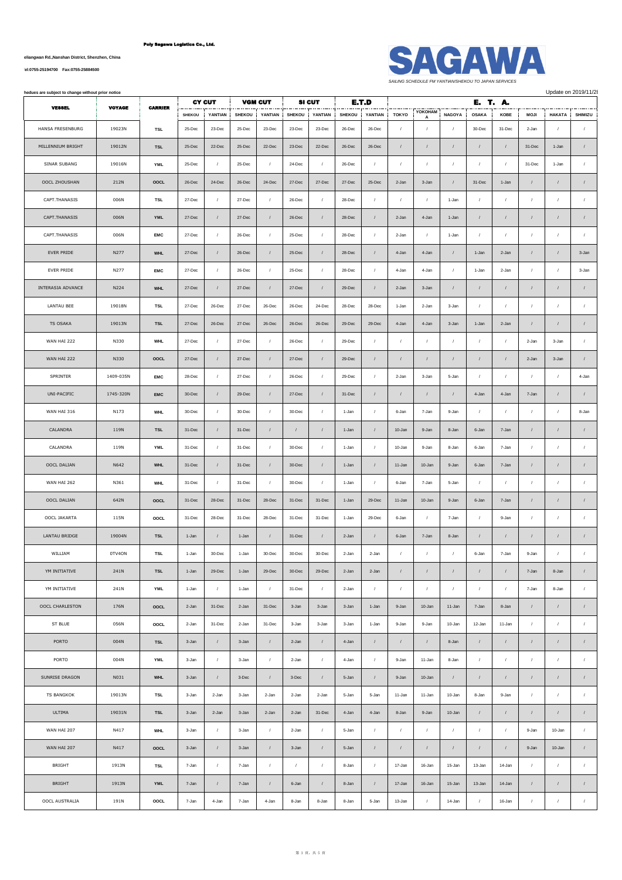**Poly Sagawa Logistics Co., Ltd.**

eliangwan Rd.,Nanshan District, Shenzhen, China

'el:0755-25194700 Fax:0755-25884500

**SAGAWA**

*SAILING SCHEDULE FM YANTIAN/SHEKOU TO JAPAN SERVICES*

hedues are subject to change without prior notice

Update on 2019/11/2

| VESSEL | VOYAGE | CARRIER | CY CUT | | VGM CUT | | SI CUT | | E.T.D | | E. T. A. | | | | | | | |
|---|---|---|---|---|---|---|---|---|---|---|---|---|---|---|---|---|---|---|
| | | | SHEKOU | YANTIAN | SHEKOU | YANTIAN | SHEKOU | YANTIAN | SHEKOU | YANTIAN | TOKYO | YOKOHAMA | NAGOYA | OSAKA | KOBE | MOJI | HAKATA | SHIMIZU |
| HANSA FRESENBURG | 19023N | TSL | 25-Dec | 23-Dec | 25-Dec | 23-Dec | 23-Dec | 23-Dec | 26-Dec | 26-Dec | / | / | / | 30-Dec | 31-Dec | 2-Jan | / | / |
| MILLENNIUM BRIGHT | 19012N | TSL | 25-Dec | 22-Dec | 25-Dec | 22-Dec | 23-Dec | 22-Dec | 26-Dec | 26-Dec | / | / | / | / | / | 31-Dec | 1-Jan | / |
| SINAR SUBANG | 19016N | YML | 25-Dec | / | 25-Dec | / | 24-Dec | / | 26-Dec | / | / | / | / | / | / | 31-Dec | 1-Jan | / |
| OOCL ZHOUSHAN | 212N | OOCL | 26-Dec | 24-Dec | 26-Dec | 24-Dec | 27-Dec | 27-Dec | 27-Dec | 25-Dec | 2-Jan | 3-Jan | / | 31-Dec | 1-Jan | / | / | / |
| CAPT.THANASIS | 006N | TSL | 27-Dec | / | 27-Dec | / | 26-Dec | / | 28-Dec | / | / | / | 1-Jan | / | / | / | / | / |
| CAPT.THANASIS | 006N | YML | 27-Dec | / | 27-Dec | / | 26-Dec | / | 28-Dec | / | 2-Jan | 4-Jan | 1-Jan | / | / | / | / | / |
| CAPT.THANASIS | 006N | EMC | 27-Dec | / | 26-Dec | / | 25-Dec | / | 28-Dec | / | 2-Jan | / | 1-Jan | / | / | / | / | / |
| EVER PRIDE | N277 | WHL | 27-Dec | / | 26-Dec | / | 25-Dec | / | 28-Dec | / | 4-Jan | 4-Jan | / | 1-Jan | 2-Jan | / | / | 3-Jan |
| EVER PRIDE | N277 | EMC | 27-Dec | / | 26-Dec | / | 25-Dec | / | 28-Dec | / | 4-Jan | 4-Jan | / | 1-Jan | 2-Jan | / | / | 3-Jan |
| INTERASIA ADVANCE | N224 | WHL | 27-Dec | / | 27-Dec | / | 27-Dec | / | 29-Dec | / | 2-Jan | 3-Jan | / | / | / | / | / | / |
| LANTAU BEE | 19018N | TSL | 27-Dec | 26-Dec | 27-Dec | 26-Dec | 26-Dec | 24-Dec | 28-Dec | 28-Dec | 1-Jan | 2-Jan | 3-Jan | / | / | / | / | / |
| TS OSAKA | 19013N | TSL | 27-Dec | 26-Dec | 27-Dec | 26-Dec | 26-Dec | 26-Dec | 29-Dec | 29-Dec | 4-Jan | 4-Jan | 3-Jan | 1-Jan | 2-Jan | / | / | / |
| WAN HAI 222 | N330 | WHL | 27-Dec | / | 27-Dec | / | 26-Dec | / | 29-Dec | / | / | / | / | / | / | 2-Jan | 3-Jan | / |
| WAN HAI 222 | N330 | OOCL | 27-Dec | / | 27-Dec | / | 27-Dec | / | 29-Dec | / | / | / | / | / | / | 2-Jan | 3-Jan | / |
| SPRINTER | 1409-035N | EMC | 28-Dec | / | 27-Dec | / | 26-Dec | / | 29-Dec | / | 2-Jan | 3-Jan | 5-Jan | / | / | / | / | 4-Jan |
| UNI-PACIFIC | 1745-320N | EMC | 30-Dec | / | 29-Dec | / | 27-Dec | / | 31-Dec | / | / | / | / | 4-Jan | 4-Jan | 7-Jan | / | / |
| WAN HAI 316 | N173 | WHL | 30-Dec | / | 30-Dec | / | 30-Dec | / | 1-Jan | / | 6-Jan | 7-Jan | 9-Jan | / | / | / | / | 8-Jan |
| CALANDRA | 119N | TSL | 31-Dec | / | 31-Dec | / | / | / | 1-Jan | / | 10-Jan | 9-Jan | 8-Jan | 6-Jan | 7-Jan | / | / | / |
| CALANDRA | 119N | YML | 31-Dec | / | 31-Dec | / | 30-Dec | / | 1-Jan | / | 10-Jan | 9-Jan | 8-Jan | 6-Jan | 7-Jan | / | / | / |
| OOCL DALIAN | N642 | WHL | 31-Dec | / | 31-Dec | / | 30-Dec | / | 1-Jan | / | 11-Jan | 10-Jan | 9-Jan | 6-Jan | 7-Jan | / | / | / |
| WAN HAI 262 | N361 | WHL | 31-Dec | / | 31-Dec | / | 30-Dec | / | 1-Jan | / | 6-Jan | 7-Jan | 5-Jan | / | / | / | / | / |
| OOCL DALIAN | 642N | OOCL | 31-Dec | 28-Dec | 31-Dec | 28-Dec | 31-Dec | 31-Dec | 1-Jan | 29-Dec | 11-Jan | 10-Jan | 9-Jan | 6-Jan | 7-Jan | / | / | / |
| OOCL JAKARTA | 115N | OOCL | 31-Dec | 28-Dec | 31-Dec | 28-Dec | 31-Dec | 31-Dec | 1-Jan | 29-Dec | 6-Jan | / | 7-Jan | / | 9-Jan | / | / | / |
| LANTAU BRIDGE | 19004N | TSL | 1-Jan | / | 1-Jan | / | 31-Dec | / | 2-Jan | / | 6-Jan | 7-Jan | 8-Jan | / | / | / | / | / |
| WILLIAM | 0TV4ON | TSL | 1-Jan | 30-Dec | 1-Jan | 30-Dec | 30-Dec | 30-Dec | 2-Jan | 2-Jan | / | / | / | 6-Jan | 7-Jan | 9-Jan | / | / |
| YM INITIATIVE | 241N | TSL | 1-Jan | 29-Dec | 1-Jan | 29-Dec | 30-Dec | 29-Dec | 2-Jan | 2-Jan | / | / | / | / | / | 7-Jan | 8-Jan | / |
| YM INITIATIVE | 241N | YML | 1-Jan | / | 1-Jan | / | 31-Dec | / | 2-Jan | / | / | / | / | / | / | 7-Jan | 8-Jan | / |
| OOCL CHARLESTON | 176N | OOCL | 2-Jan | 31-Dec | 2-Jan | 31-Dec | 3-Jan | 3-Jan | 3-Jan | 1-Jan | 9-Jan | 10-Jan | 11-Jan | 7-Jan | 8-Jan | / | / | / |
| ST BLUE | 056N | OOCL | 2-Jan | 31-Dec | 2-Jan | 31-Dec | 3-Jan | 3-Jan | 3-Jan | 1-Jan | 9-Jan | 9-Jan | 10-Jan | 12-Jan | 11-Jan | / | / | / |
| PORTO | 004N | TSL | 3-Jan | / | 3-Jan | / | 2-Jan | / | 4-Jan | / | / | / | 8-Jan | / | / | / | / | / |
| PORTO | 004N | YML | 3-Jan | / | 3-Jan | / | 2-Jan | / | 4-Jan | / | 9-Jan | 11-Jan | 8-Jan | / | / | / | / | / |
| SUNRISE DRAGON | N031 | WHL | 3-Jan | / | 3-Dec | / | 3-Dec | / | 5-Jan | / | 9-Jan | 10-Jan | / | / | / | / | / | / |
| TS BANGKOK | 19013N | TSL | 3-Jan | 2-Jan | 3-Jan | 2-Jan | 2-Jan | 2-Jan | 5-Jan | 5-Jan | 11-Jan | 11-Jan | 10-Jan | 8-Jan | 9-Jan | / | / | / |
| ULTIMA | 19031N | TSL | 3-Jan | 2-Jan | 3-Jan | 2-Jan | 2-Jan | 31-Dec | 4-Jan | 4-Jan | 8-Jan | 9-Jan | 10-Jan | / | / | / | / | / |
| WAN HAI 207 | N417 | WHL | 3-Jan | / | 3-Jan | / | 2-Jan | / | 5-Jan | / | / | / | / | / | / | 9-Jan | 10-Jan | / |
| WAN HAI 207 | N417 | OOCL | 3-Jan | / | 3-Jan | / | 3-Jan | / | 5-Jan | / | / | / | / | / | / | 9-Jan | 10-Jan | / |
| BRIGHT | 1913N | TSL | 7-Jan | / | 7-Jan | / | / | / | 8-Jan | / | 17-Jan | 16-Jan | 15-Jan | 13-Jan | 14-Jan | / | / | / |
| BRIGHT | 1913N | YML | 7-Jan | / | 7-Jan | / | 6-Jan | / | 8-Jan | / | 17-Jan | 16-Jan | 15-Jan | 13-Jan | 14-Jan | / | / | / |
| OOCL AUSTRALIA | 191N | OOCL | 7-Jan | 4-Jan | 7-Jan | 4-Jan | 8-Jan | 8-Jan | 8-Jan | 5-Jan | 13-Jan | / | 14-Jan | / | 16-Jan | / | / | / |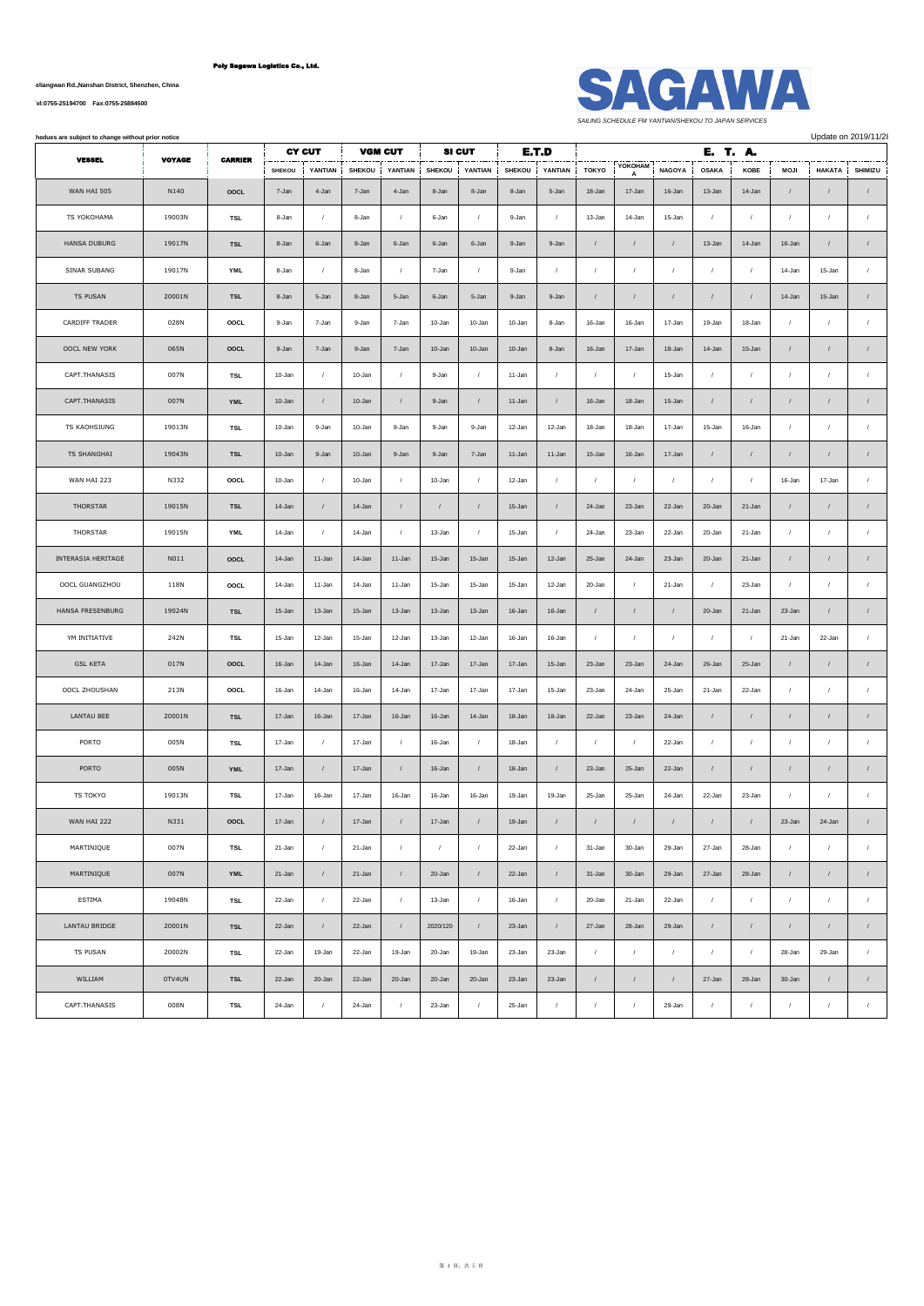**Poly Sagawa Logistics Co., Ltd.**

eliangwan Rd.,Nanshan District, Shenzhen, China

'el:0755-25194700 Fax:0755-25884500

# SAGAWA

*SAILING SCHEDULE FM YANTIAN/SHEKOU TO JAPAN SERVICES*

hedues are subject to change without prior notice

Update on 2019/11/2

| VESSEL | VOYAGE | CARRIER | CY CUT | | VGM CUT | | SI CUT | | E.T.D | | E. T. A. | | | | | | | |
|---|---|---|---|---|---|---|---|---|---|---|---|---|---|---|---|---|---|---|
| | | | SHEKOU | YANTIAN | SHEKOU | YANTIAN | SHEKOU | YANTIAN | SHEKOU | YANTIAN | TOKYO | YOKOHAMA | NAGOYA | OSAKA | KOBE | MOJI | HAKATA | SHIMIZU |
| WAN HAI 505 | N140 | OOCL | 7-Jan | 4-Jan | 7-Jan | 4-Jan | 8-Jan | 8-Jan | 8-Jan | 5-Jan | 18-Jan | 17-Jan | 16-Jan | 13-Jan | 14-Jan | / | / | / |
| TS YOKOHAMA | 19003N | TSL | 8-Jan | / | 8-Jan | / | 6-Jan | / | 9-Jan | / | 13-Jan | 14-Jan | 15-Jan | / | / | / | / | / |
| HANSA DUBURG | 19017N | TSL | 8-Jan | 6-Jan | 8-Jan | 6-Jan | 6-Jan | 6-Jan | 9-Jan | 9-Jan | / | / | / | 13-Jan | 14-Jan | 16-Jan | / | / |
| SINAR SUBANG | 19017N | YML | 8-Jan | / | 8-Jan | / | 7-Jan | / | 9-Jan | / | / | / | / | / | / | 14-Jan | 15-Jan | / |
| TS PUSAN | 20001N | TSL | 8-Jan | 5-Jan | 8-Jan | 5-Jan | 6-Jan | 5-Jan | 9-Jan | 9-Jan | / | / | / | / | / | 14-Jan | 15-Jan | / |
| CARDIFF TRADER | 028N | OOCL | 9-Jan | 7-Jan | 9-Jan | 7-Jan | 10-Jan | 10-Jan | 10-Jan | 8-Jan | 16-Jan | 16-Jan | 17-Jan | 19-Jan | 18-Jan | / | / | / |
| OOCL NEW YORK | 065N | OOCL | 9-Jan | 7-Jan | 9-Jan | 7-Jan | 10-Jan | 10-Jan | 10-Jan | 8-Jan | 16-Jan | 17-Jan | 18-Jan | 14-Jan | 15-Jan | / | / | / |
| CAPT.THANASIS | 007N | TSL | 10-Jan | / | 10-Jan | / | 9-Jan | / | 11-Jan | / | / | / | 15-Jan | / | / | / | / | / |
| CAPT.THANASIS | 007N | YML | 10-Jan | / | 10-Jan | / | 9-Jan | / | 11-Jan | / | 16-Jan | 18-Jan | 15-Jan | / | / | / | / | / |
| TS KAOHSIUNG | 19013N | TSL | 10-Jan | 9-Jan | 10-Jan | 9-Jan | 9-Jan | 9-Jan | 12-Jan | 12-Jan | 18-Jan | 18-Jan | 17-Jan | 15-Jan | 16-Jan | / | / | / |
| TS SHANGHAI | 19043N | TSL | 10-Jan | 9-Jan | 10-Jan | 9-Jan | 9-Jan | 7-Jan | 11-Jan | 11-Jan | 15-Jan | 16-Jan | 17-Jan | / | / | / | / | / |
| WAN HAI 223 | N332 | OOCL | 10-Jan | / | 10-Jan | / | 10-Jan | / | 12-Jan | / | / | / | / | / | / | 16-Jan | 17-Jan | / |
| THORSTAR | 19015N | TSL | 14-Jan | / | 14-Jan | / | / | / | 15-Jan | / | 24-Jan | 23-Jan | 22-Jan | 20-Jan | 21-Jan | / | / | / |
| THORSTAR | 19015N | YML | 14-Jan | / | 14-Jan | / | 13-Jan | / | 15-Jan | / | 24-Jan | 23-Jan | 22-Jan | 20-Jan | 21-Jan | / | / | / |
| INTERASIA HERITAGE | N011 | OOCL | 14-Jan | 11-Jan | 14-Jan | 11-Jan | 15-Jan | 15-Jan | 15-Jan | 12-Jan | 25-Jan | 24-Jan | 23-Jan | 20-Jan | 21-Jan | / | / | / |
| OOCL GUANGZHOU | 118N | OOCL | 14-Jan | 11-Jan | 14-Jan | 11-Jan | 15-Jan | 15-Jan | 15-Jan | 12-Jan | 20-Jan | / | 21-Jan | / | 23-Jan | / | / | / |
| HANSA FRESENBURG | 19024N | TSL | 15-Jan | 13-Jan | 15-Jan | 13-Jan | 13-Jan | 13-Jan | 16-Jan | 16-Jan | / | / | / | 20-Jan | 21-Jan | 23-Jan | / | / |
| YM INITIATIVE | 242N | TSL | 15-Jan | 12-Jan | 15-Jan | 12-Jan | 13-Jan | 12-Jan | 16-Jan | 16-Jan | / | / | / | / | / | 21-Jan | 22-Jan | / |
| GSL KETA | 017N | OOCL | 16-Jan | 14-Jan | 16-Jan | 14-Jan | 17-Jan | 17-Jan | 17-Jan | 15-Jan | 23-Jan | 23-Jan | 24-Jan | 26-Jan | 25-Jan | / | / | / |
| OOCL ZHOUSHAN | 213N | OOCL | 16-Jan | 14-Jan | 16-Jan | 14-Jan | 17-Jan | 17-Jan | 17-Jan | 15-Jan | 23-Jan | 24-Jan | 25-Jan | 21-Jan | 22-Jan | / | / | / |
| LANTAU BEE | 20001N | TSL | 17-Jan | 16-Jan | 17-Jan | 16-Jan | 16-Jan | 14-Jan | 18-Jan | 18-Jan | 22-Jan | 23-Jan | 24-Jan | / | / | / | / | / |
| PORTO | 005N | TSL | 17-Jan | / | 17-Jan | / | 16-Jan | / | 18-Jan | / | / | / | 22-Jan | / | / | / | / | / |
| PORTO | 005N | YML | 17-Jan | / | 17-Jan | / | 16-Jan | / | 18-Jan | / | 23-Jan | 25-Jan | 22-Jan | / | / | / | / | / |
| TS TOKYO | 19013N | TSL | 17-Jan | 16-Jan | 17-Jan | 16-Jan | 16-Jan | 16-Jan | 19-Jan | 19-Jan | 25-Jan | 25-Jan | 24-Jan | 22-Jan | 23-Jan | / | / | / |
| WAN HAI 222 | N331 | OOCL | 17-Jan | / | 17-Jan | / | 17-Jan | / | 19-Jan | / | / | / | / | / | / | 23-Jan | 24-Jan | / |
| MARTINIQUE | 007N | TSL | 21-Jan | / | 21-Jan | / | / | / | 22-Jan | / | 31-Jan | 30-Jan | 29-Jan | 27-Jan | 28-Jan | / | / | / |
| MARTINIQUE | 007N | YML | 21-Jan | / | 21-Jan | / | 20-Jan | / | 22-Jan | / | 31-Jan | 30-Jan | 29-Jan | 27-Jan | 28-Jan | / | / | / |
| ESTIMA | 19048N | TSL | 22-Jan | / | 22-Jan | / | 13-Jan | / | 16-Jan | / | 20-Jan | 21-Jan | 22-Jan | / | / | / | / | / |
| LANTAU BRIDGE | 20001N | TSL | 22-Jan | / | 22-Jan | / | 2020/120 | / | 23-Jan | / | 27-Jan | 28-Jan | 29-Jan | / | / | / | / | / |
| TS PUSAN | 20002N | TSL | 22-Jan | 19-Jan | 22-Jan | 19-Jan | 20-Jan | 19-Jan | 23-Jan | 23-Jan | / | / | / | / | / | 28-Jan | 29-Jan | / |
| WILLIAM | 0TV4UN | TSL | 22-Jan | 20-Jan | 22-Jan | 20-Jan | 20-Jan | 20-Jan | 23-Jan | 23-Jan | / | / | / | 27-Jan | 28-Jan | 30-Jan | / | / |
| CAPT.THANASIS | 008N | TSL | 24-Jan | / | 24-Jan | / | 23-Jan | / | 25-Jan | / | / | / | 29-Jan | / | / | / | / | / |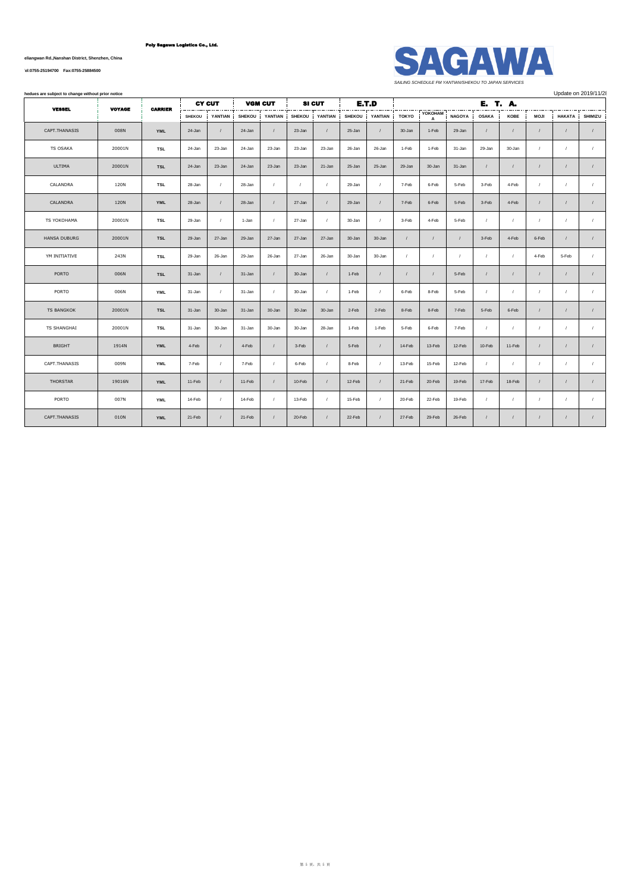**Poly Sagawa Logistics Co., Ltd.**

eliangwan Rd.,Nanshan District, Shenzhen, China

'el:0755-25194700 Fax:0755-25884500

# SAGAWA

*SAILING SCHEDULE FM YANTIAN/SHEKOU TO JAPAN SERVICES*

hedues are subject to change without prior notice

Update on 2019/11/2

| VESSEL | VOYAGE | CARRIER | CY CUT | | VGM CUT | | SI CUT | | E.T.D | | E. T. A. | | | | | | | |
|---|---|---|---|---|---|---|---|---|---|---|---|---|---|---|---|---|---|---|
| | | | SHEKOU | YANTIAN | SHEKOU | YANTIAN | SHEKOU | YANTIAN | SHEKOU | YANTIAN | TOKYO | YOKOHAMA | NAGOYA | OSAKA | KOBE | MOJI | HAKATA | SHIMIZU |
| CAPT.THANASIS | 008N | YML | 24-Jan | / | 24-Jan | / | 23-Jan | / | 25-Jan | / | 30-Jan | 1-Feb | 29-Jan | / | / | / | / | / |
| TS OSAKA | 20001N | TSL | 24-Jan | 23-Jan | 24-Jan | 23-Jan | 23-Jan | 23-Jan | 26-Jan | 26-Jan | 1-Feb | 1-Feb | 31-Jan | 29-Jan | 30-Jan | / | / | / |
| ULTIMA | 20001N | TSL | 24-Jan | 23-Jan | 24-Jan | 23-Jan | 23-Jan | 21-Jan | 25-Jan | 25-Jan | 29-Jan | 30-Jan | 31-Jan | / | / | / | / | / |
| CALANDRA | 120N | TSL | 28-Jan | / | 28-Jan | / | / | / | 29-Jan | / | 7-Feb | 6-Feb | 5-Feb | 3-Feb | 4-Feb | / | / | / |
| CALANDRA | 120N | YML | 28-Jan | / | 28-Jan | / | 27-Jan | / | 29-Jan | / | 7-Feb | 6-Feb | 5-Feb | 3-Feb | 4-Feb | / | / | / |
| TS YOKOHAMA | 20001N | TSL | 29-Jan | / | 1-Jan | / | 27-Jan | / | 30-Jan | / | 3-Feb | 4-Feb | 5-Feb | / | / | / | / | / |
| HANSA DUBURG | 20001N | TSL | 29-Jan | 27-Jan | 29-Jan | 27-Jan | 27-Jan | 27-Jan | 30-Jan | 30-Jan | / | / | / | 3-Feb | 4-Feb | 6-Feb | / | / |
| YM INITIATIVE | 243N | TSL | 29-Jan | 26-Jan | 29-Jan | 26-Jan | 27-Jan | 26-Jan | 30-Jan | 30-Jan | / | / | / | / | / | 4-Feb | 5-Feb | / |
| PORTO | 006N | TSL | 31-Jan | / | 31-Jan | / | 30-Jan | / | 1-Feb | / | / | / | 5-Feb | / | / | / | / | / |
| PORTO | 006N | YML | 31-Jan | / | 31-Jan | / | 30-Jan | / | 1-Feb | / | 6-Feb | 8-Feb | 5-Feb | / | / | / | / | / |
| TS BANGKOK | 20001N | TSL | 31-Jan | 30-Jan | 31-Jan | 30-Jan | 30-Jan | 30-Jan | 2-Feb | 2-Feb | 8-Feb | 8-Feb | 7-Feb | 5-Feb | 6-Feb | / | / | / |
| TS SHANGHAI | 20001N | TSL | 31-Jan | 30-Jan | 31-Jan | 30-Jan | 30-Jan | 28-Jan | 1-Feb | 1-Feb | 5-Feb | 6-Feb | 7-Feb | / | / | / | / | / |
| BRIGHT | 1914N | YML | 4-Feb | / | 4-Feb | / | 3-Feb | / | 5-Feb | / | 14-Feb | 13-Feb | 12-Feb | 10-Feb | 11-Feb | / | / | / |
| CAPT.THANASIS | 009N | YML | 7-Feb | / | 7-Feb | / | 6-Feb | / | 8-Feb | / | 13-Feb | 15-Feb | 12-Feb | / | / | / | / | / |
| THORSTAR | 19016N | YML | 11-Feb | / | 11-Feb | / | 10-Feb | / | 12-Feb | / | 21-Feb | 20-Feb | 19-Feb | 17-Feb | 18-Feb | / | / | / |
| PORTO | 007N | YML | 14-Feb | / | 14-Feb | / | 13-Feb | / | 15-Feb | / | 20-Feb | 22-Feb | 19-Feb | / | / | / | / | / |
| CAPT.THANASIS | 010N | YML | 21-Feb | / | 21-Feb | / | 20-Feb | / | 22-Feb | / | 27-Feb | 29-Feb | 26-Feb | / | / | / | / | / |